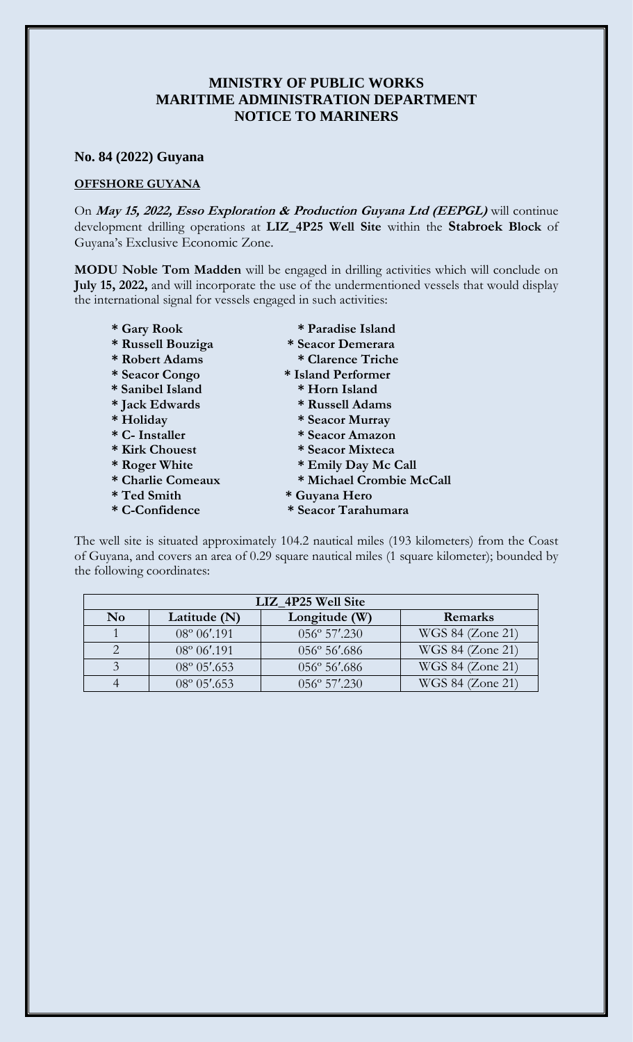# MINISTRY OF PUBLIC WORKS
# MARITIME ADMINISTRATION DEPARTMENT
# NOTICE TO MARINERS

### No. 84 (2022) Guyana

**OFFSHORE GUYANA**

On ***May 15, 2022, Esso Exploration & Production Guyana Ltd (EEPGL)*** will continue development drilling operations at **LIZ_4P25 Well Site** within the **Stabroek Block** of Guyana's Exclusive Economic Zone.

**MODU Noble Tom Madden** will be engaged in drilling activities which will conclude on **July 15, 2022,** and will incorporate the use of the undermentioned vessels that would display the international signal for vessels engaged in such activities:

- **Gary Rook**
- **Russell Bouziga**
- **Robert Adams**
- **Seacor Congo**
- **Sanibel Island**
- **Jack Edwards**
- **Holiday**
- **C- Installer**
- **Kirk Chouest**
- **Roger White**
- **Charlie Comeaux**
- **Ted Smith**
- **C-Confidence**
- **Paradise Island**
- **Seacor Demerara**
- **Clarence Triche**
- **Island Performer**
- **Horn Island**
- **Russell Adams**
- **Seacor Murray**
- **Seacor Amazon**
- **Seacor Mixteca**
- **Emily Day Mc Call**
- **Michael Crombie McCall**
- **Guyana Hero**
- **Seacor Tarahumara**

The well site is situated approximately 104.2 nautical miles (193 kilometers) from the Coast of Guyana, and covers an area of 0.29 square nautical miles (1 square kilometer); bounded by the following coordinates:

| LIZ_4P25 Well Site | | | |
|---|---|---|---|
| **No** | **Latitude (N)** | **Longitude (W)** | **Remarks** |
| 1 | 08º 06′.191 | 056º 57′.230 | WGS 84 (Zone 21) |
| 2 | 08º 06′.191 | 056º 56′.686 | WGS 84 (Zone 21) |
| 3 | 08º 05′.653 | 056º 56′.686 | WGS 84 (Zone 21) |
| 4 | 08º 05′.653 | 056º 57′.230 | WGS 84 (Zone 21) |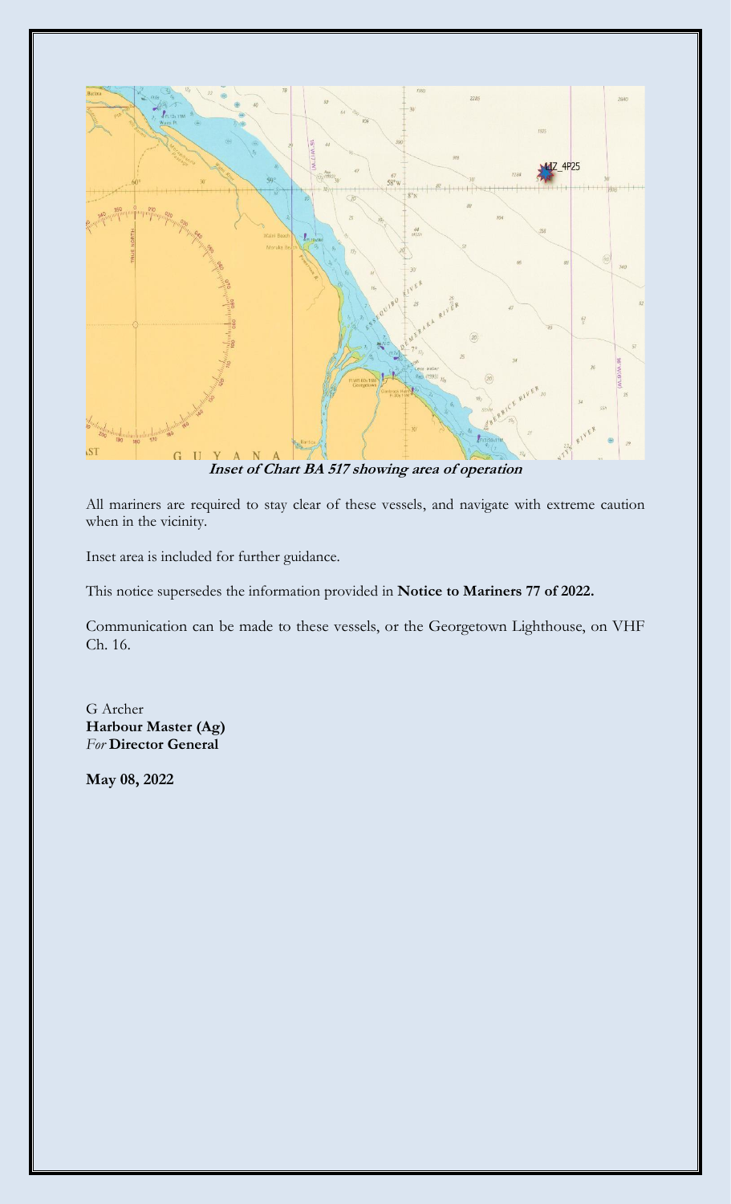**Inset of Chart BA 517 showing area of operation**

All mariners are required to stay clear of these vessels, and navigate with extreme caution when in the vicinity.

Inset area is included for further guidance.

This notice supersedes the information provided in **Notice to Mariners 77 of 2022.**

Communication can be made to these vessels, or the Georgetown Lighthouse, on VHF Ch. 16.

G Archer
**Harbour Master (Ag)**
*For* **Director General**

**May 08, 2022**